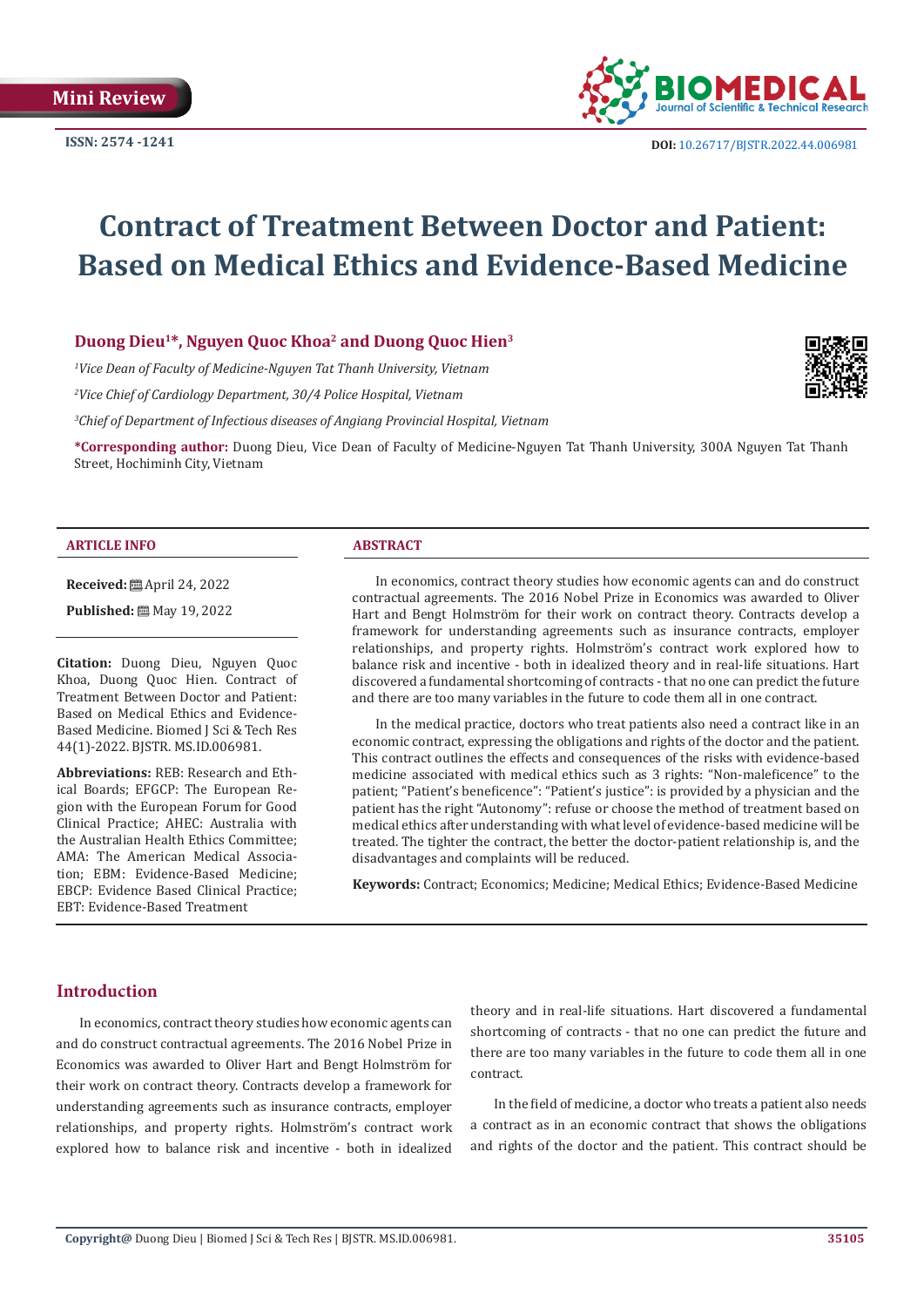Mini Review

ISSN: 2574 -1241

DOI: 10.26717/BJSTR.2022.44.006981

# Contract of Treatment Between Doctor and Patient: Based on Medical Ethics and Evidence-Based Medicine

**Duong Dieu[1]*, Nguyen Quoc Khoa[2] and Duong Quoc Hien[3]**

*[1]Vice Dean of Faculty of Medicine-Nguyen Tat Thanh University, Vietnam*

*[2]Vice Chief of Cardiology Department, 30/4 Police Hospital, Vietnam*

*[3]Chief of Department of Infectious diseases of Angiang Provincial Hospital, Vietnam*

**\*Corresponding author:** Duong Dieu, Vice Dean of Faculty of Medicine-Nguyen Tat Thanh University, 300A Nguyen Tat Thanh Street, Hochiminh City, Vietnam

## ARTICLE INFO

**Received:** April 24, 2022

**Published:** May 19, 2022

**Citation:** Duong Dieu, Nguyen Quoc Khoa, Duong Quoc Hien. Contract of Treatment Between Doctor and Patient: Based on Medical Ethics and Evidence-Based Medicine. Biomed J Sci & Tech Res 44(1)-2022. BJSTR. MS.ID.006981.

**Abbreviations:** REB: Research and Ethical Boards; EFGCP: The European Region with the European Forum for Good Clinical Practice; AHEC: Australia with the Australian Health Ethics Committee; AMA: The American Medical Association; EBM: Evidence-Based Medicine; EBCP: Evidence Based Clinical Practice; EBT: Evidence-Based Treatment

## ABSTRACT

In economics, contract theory studies how economic agents can and do construct contractual agreements. The 2016 Nobel Prize in Economics was awarded to Oliver Hart and Bengt Holmström for their work on contract theory. Contracts develop a framework for understanding agreements such as insurance contracts, employer relationships, and property rights. Holmström's contract work explored how to balance risk and incentive - both in idealized theory and in real-life situations. Hart discovered a fundamental shortcoming of contracts - that no one can predict the future and there are too many variables in the future to code them all in one contract.

In the medical practice, doctors who treat patients also need a contract like in an economic contract, expressing the obligations and rights of the doctor and the patient. This contract outlines the effects and consequences of the risks with evidence-based medicine associated with medical ethics such as 3 rights: "Non-maleficence" to the patient; "Patient's beneficence": "Patient's justice": is provided by a physician and the patient has the right "Autonomy": refuse or choose the method of treatment based on medical ethics after understanding with what level of evidence-based medicine will be treated. The tighter the contract, the better the doctor-patient relationship is, and the disadvantages and complaints will be reduced.

**Keywords:** Contract; Economics; Medicine; Medical Ethics; Evidence-Based Medicine

## Introduction

In economics, contract theory studies how economic agents can and do construct contractual agreements. The 2016 Nobel Prize in Economics was awarded to Oliver Hart and Bengt Holmström for their work on contract theory. Contracts develop a framework for understanding agreements such as insurance contracts, employer relationships, and property rights. Holmström's contract work explored how to balance risk and incentive - both in idealized theory and in real-life situations. Hart discovered a fundamental shortcoming of contracts - that no one can predict the future and there are too many variables in the future to code them all in one contract.

In the field of medicine, a doctor who treats a patient also needs a contract as in an economic contract that shows the obligations and rights of the doctor and the patient. This contract should be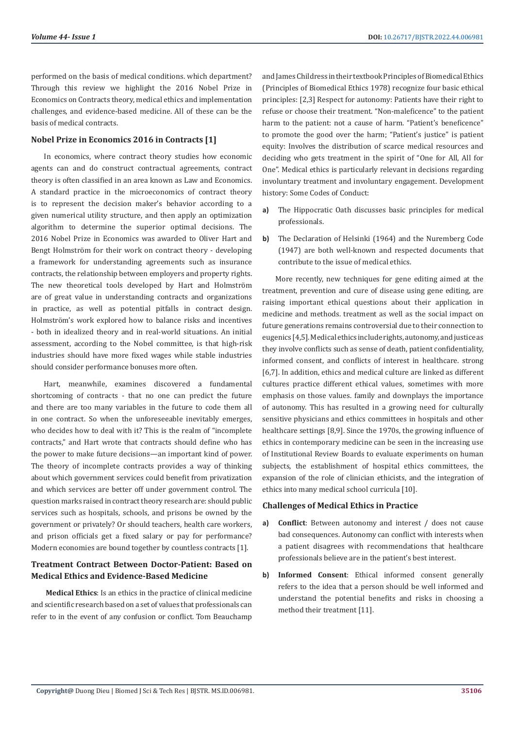performed on the basis of medical conditions. which department? Through this review we highlight the 2016 Nobel Prize in Economics on Contracts theory, medical ethics and implementation challenges, and evidence-based medicine. All of these can be the basis of medical contracts.

## Nobel Prize in Economics 2016 in Contracts [1]

In economics, where contract theory studies how economic agents can and do construct contractual agreements, contract theory is often classified in an area known as Law and Economics. A standard practice in the microeconomics of contract theory is to represent the decision maker's behavior according to a given numerical utility structure, and then apply an optimization algorithm to determine the superior optimal decisions. The 2016 Nobel Prize in Economics was awarded to Oliver Hart and Bengt Holmström for their work on contract theory - developing a framework for understanding agreements such as insurance contracts, the relationship between employers and property rights. The new theoretical tools developed by Hart and Holmström are of great value in understanding contracts and organizations in practice, as well as potential pitfalls in contract design. Holmström's work explored how to balance risks and incentives - both in idealized theory and in real-world situations. An initial assessment, according to the Nobel committee, is that high-risk industries should have more fixed wages while stable industries should consider performance bonuses more often.

Hart, meanwhile, examines discovered a fundamental shortcoming of contracts - that no one can predict the future and there are too many variables in the future to code them all in one contract. So when the unforeseeable inevitably emerges, who decides how to deal with it? This is the realm of "incomplete contracts," and Hart wrote that contracts should define who has the power to make future decisions—an important kind of power. The theory of incomplete contracts provides a way of thinking about which government services could benefit from privatization and which services are better off under government control. The question marks raised in contract theory research are: should public services such as hospitals, schools, and prisons be owned by the government or privately? Or should teachers, health care workers, and prison officials get a fixed salary or pay for performance? Modern economies are bound together by countless contracts [1].

## Treatment Contract Between Doctor-Patient: Based on Medical Ethics and Evidence-Based Medicine

**Medical Ethics**: Is an ethics in the practice of clinical medicine and scientific research based on a set of values that professionals can refer to in the event of any confusion or conflict. Tom Beauchamp and James Childress in their textbook Principles of Biomedical Ethics (Principles of Biomedical Ethics 1978) recognize four basic ethical principles: [2,3] Respect for autonomy: Patients have their right to refuse or choose their treatment. "Non-maleficence" to the patient harm to the patient: not a cause of harm. "Patient's beneficence" to promote the good over the harm; "Patient's justice" is patient equity: Involves the distribution of scarce medical resources and deciding who gets treatment in the spirit of "One for All, All for One". Medical ethics is particularly relevant in decisions regarding involuntary treatment and involuntary engagement. Development history: Some Codes of Conduct:

a) The Hippocratic Oath discusses basic principles for medical professionals.

b) The Declaration of Helsinki (1964) and the Nuremberg Code (1947) are both well-known and respected documents that contribute to the issue of medical ethics.

More recently, new techniques for gene editing aimed at the treatment, prevention and cure of disease using gene editing, are raising important ethical questions about their application in medicine and methods. treatment as well as the social impact on future generations remains controversial due to their connection to eugenics [4,5]. Medical ethics include rights, autonomy, and justice as they involve conflicts such as sense of death, patient confidentiality, informed consent, and conflicts of interest in healthcare. strong [6,7]. In addition, ethics and medical culture are linked as different cultures practice different ethical values, sometimes with more emphasis on those values. family and downplays the importance of autonomy. This has resulted in a growing need for culturally sensitive physicians and ethics committees in hospitals and other healthcare settings [8,9]. Since the 1970s, the growing influence of ethics in contemporary medicine can be seen in the increasing use of Institutional Review Boards to evaluate experiments on human subjects, the establishment of hospital ethics committees, the expansion of the role of clinician ethicists, and the integration of ethics into many medical school curricula [10].

## Challenges of Medical Ethics in Practice

a) **Conflict**: Between autonomy and interest / does not cause bad consequences. Autonomy can conflict with interests when a patient disagrees with recommendations that healthcare professionals believe are in the patient's best interest.

b) **Informed Consent**: Ethical informed consent generally refers to the idea that a person should be well informed and understand the potential benefits and risks in choosing a method their treatment [11].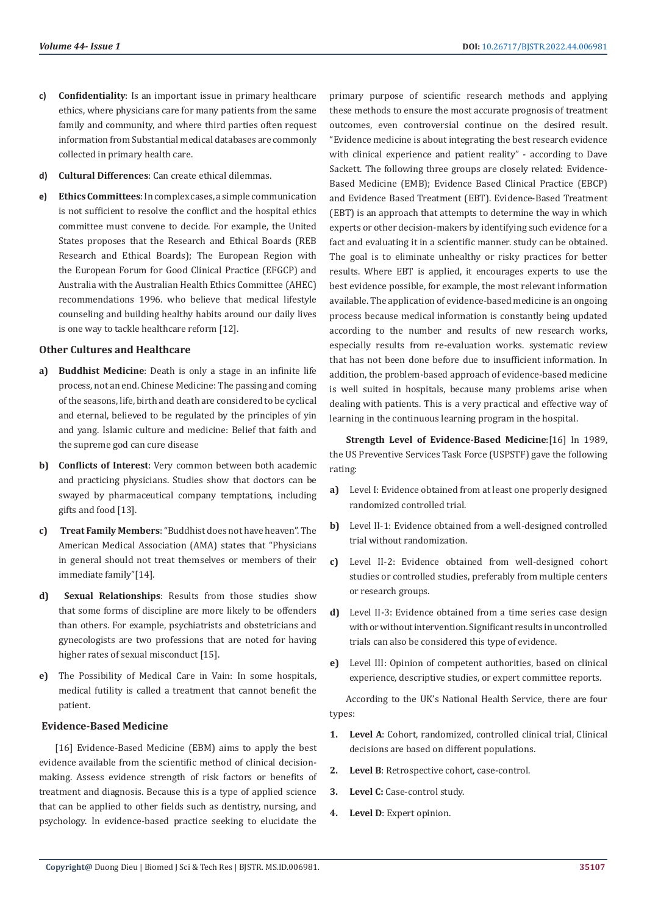c) **Confidentiality**: Is an important issue in primary healthcare ethics, where physicians care for many patients from the same family and community, and where third parties often request information from Substantial medical databases are commonly collected in primary health care.

d) **Cultural Differences**: Can create ethical dilemmas.

e) **Ethics Committees**: In complex cases, a simple communication is not sufficient to resolve the conflict and the hospital ethics committee must convene to decide. For example, the United States proposes that the Research and Ethical Boards (REB Research and Ethical Boards); The European Region with the European Forum for Good Clinical Practice (EFGCP) and Australia with the Australian Health Ethics Committee (AHEC) recommendations 1996. who believe that medical lifestyle counseling and building healthy habits around our daily lives is one way to tackle healthcare reform [12].

### Other Cultures and Healthcare

a) **Buddhist Medicine**: Death is only a stage in an infinite life process, not an end. Chinese Medicine: The passing and coming of the seasons, life, birth and death are considered to be cyclical and eternal, believed to be regulated by the principles of yin and yang. Islamic culture and medicine: Belief that faith and the supreme god can cure disease

b) **Conflicts of Interest**: Very common between both academic and practicing physicians. Studies show that doctors can be swayed by pharmaceutical company temptations, including gifts and food [13].

c) **Treat Family Members**: "Buddhist does not have heaven". The American Medical Association (AMA) states that "Physicians in general should not treat themselves or members of their immediate family"[14].

d) **Sexual Relationships**: Results from those studies show that some forms of discipline are more likely to be offenders than others. For example, psychiatrists and obstetricians and gynecologists are two professions that are noted for having higher rates of sexual misconduct [15].

e) The Possibility of Medical Care in Vain: In some hospitals, medical futility is called a treatment that cannot benefit the patient.

### Evidence-Based Medicine

[16] Evidence-Based Medicine (EBM) aims to apply the best evidence available from the scientific method of clinical decision-making. Assess evidence strength of risk factors or benefits of treatment and diagnosis. Because this is a type of applied science that can be applied to other fields such as dentistry, nursing, and psychology. In evidence-based practice seeking to elucidate the primary purpose of scientific research methods and applying these methods to ensure the most accurate prognosis of treatment outcomes, even controversial continue on the desired result. "Evidence medicine is about integrating the best research evidence with clinical experience and patient reality" - according to Dave Sackett. The following three groups are closely related: Evidence-Based Medicine (EMB); Evidence Based Clinical Practice (EBCP) and Evidence Based Treatment (EBT). Evidence-Based Treatment (EBT) is an approach that attempts to determine the way in which experts or other decision-makers by identifying such evidence for a fact and evaluating it in a scientific manner. study can be obtained. The goal is to eliminate unhealthy or risky practices for better results. Where EBT is applied, it encourages experts to use the best evidence possible, for example, the most relevant information available. The application of evidence-based medicine is an ongoing process because medical information is constantly being updated according to the number and results of new research works, especially results from re-evaluation works. systematic review that has not been done before due to insufficient information. In addition, the problem-based approach of evidence-based medicine is well suited in hospitals, because many problems arise when dealing with patients. This is a very practical and effective way of learning in the continuous learning program in the hospital.

**Strength Level of Evidence-Based Medicine**:[16] In 1989, the US Preventive Services Task Force (USPSTF) gave the following rating:

a) Level I: Evidence obtained from at least one properly designed randomized controlled trial.

b) Level II-1: Evidence obtained from a well-designed controlled trial without randomization.

c) Level II-2: Evidence obtained from well-designed cohort studies or controlled studies, preferably from multiple centers or research groups.

d) Level II-3: Evidence obtained from a time series case design with or without intervention. Significant results in uncontrolled trials can also be considered this type of evidence.

e) Level III: Opinion of competent authorities, based on clinical experience, descriptive studies, or expert committee reports.

According to the UK's National Health Service, there are four types:

1. **Level A**: Cohort, randomized, controlled clinical trial, Clinical decisions are based on different populations.
2. **Level B**: Retrospective cohort, case-control.
3. **Level C:** Case-control study.
4. **Level D**: Expert opinion.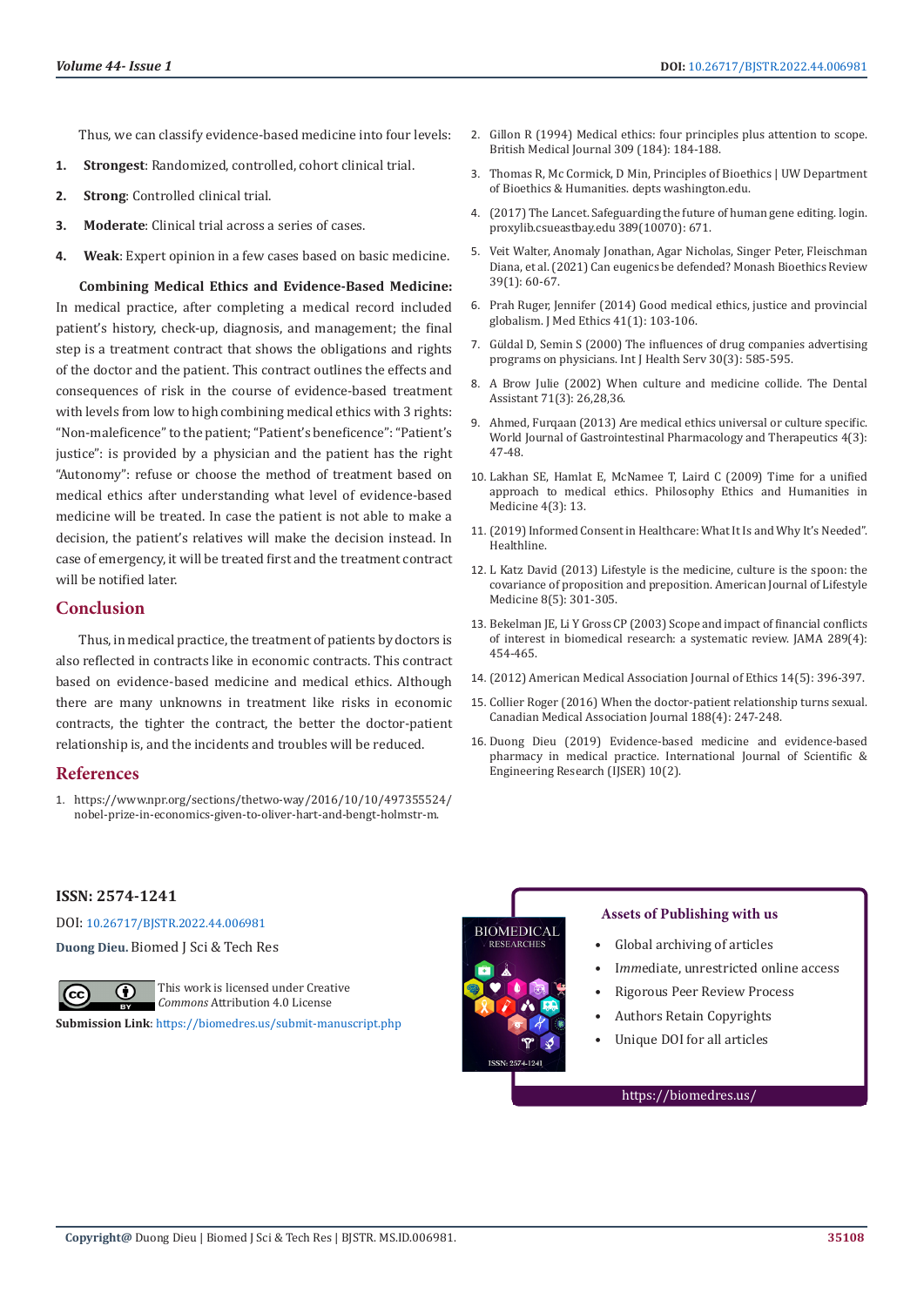Thus, we can classify evidence-based medicine into four levels:

1. **Strongest**: Randomized, controlled, cohort clinical trial.
2. **Strong**: Controlled clinical trial.
3. **Moderate**: Clinical trial across a series of cases.
4. **Weak**: Expert opinion in a few cases based on basic medicine.

**Combining Medical Ethics and Evidence-Based Medicine:** In medical practice, after completing a medical record included patient's history, check-up, diagnosis, and management; the final step is a treatment contract that shows the obligations and rights of the doctor and the patient. This contract outlines the effects and consequences of risk in the course of evidence-based treatment with levels from low to high combining medical ethics with 3 rights: "Non-maleficence" to the patient; "Patient's beneficence": "Patient's justice": is provided by a physician and the patient has the right "Autonomy": refuse or choose the method of treatment based on medical ethics after understanding what level of evidence-based medicine will be treated. In case the patient is not able to make a decision, the patient's relatives will make the decision instead. In case of emergency, it will be treated first and the treatment contract will be notified later.

## Conclusion

Thus, in medical practice, the treatment of patients by doctors is also reflected in contracts like in economic contracts. This contract based on evidence-based medicine and medical ethics. Although there are many unknowns in treatment like risks in economic contracts, the tighter the contract, the better the doctor-patient relationship is, and the incidents and troubles will be reduced.

## References

1. https://www.npr.org/sections/thetwo-way/2016/10/10/497355524/nobel-prize-in-economics-given-to-oliver-hart-and-bengt-holmstr-m.
2. Gillon R (1994) Medical ethics: four principles plus attention to scope. British Medical Journal 309 (184): 184-188.
3. Thomas R, Mc Cormick, D Min, Principles of Bioethics | UW Department of Bioethics & Humanities. depts washington.edu.
4. (2017) The Lancet. Safeguarding the future of human gene editing. login. proxylib.csueastbay.edu 389(10070): 671.
5. Veit Walter, Anomaly Jonathan, Agar Nicholas, Singer Peter, Fleischman Diana, et al. (2021) Can eugenics be defended? Monash Bioethics Review 39(1): 60-67.
6. Prah Ruger, Jennifer (2014) Good medical ethics, justice and provincial globalism. J Med Ethics 41(1): 103-106.
7. Güldal D, Semin S (2000) The influences of drug companies advertising programs on physicians. Int J Health Serv 30(3): 585-595.
8. A Brow Julie (2002) When culture and medicine collide. The Dental Assistant 71(3): 26,28,36.
9. Ahmed, Furqaan (2013) Are medical ethics universal or culture specific. World Journal of Gastrointestinal Pharmacology and Therapeutics 4(3): 47-48.
10. Lakhan SE, Hamlat E, McNamee T, Laird C (2009) Time for a unified approach to medical ethics. Philosophy Ethics and Humanities in Medicine 4(3): 13.
11. (2019) Informed Consent in Healthcare: What It Is and Why It's Needed". Healthline.
12. L Katz David (2013) Lifestyle is the medicine, culture is the spoon: the covariance of proposition and preposition. American Journal of Lifestyle Medicine 8(5): 301-305.
13. Bekelman JE, Li Y Gross CP (2003) Scope and impact of financial conflicts of interest in biomedical research: a systematic review. JAMA 289(4): 454-465.
14. (2012) American Medical Association Journal of Ethics 14(5): 396-397.
15. Collier Roger (2016) When the doctor-patient relationship turns sexual. Canadian Medical Association Journal 188(4): 247-248.
16. Duong Dieu (2019) Evidence-based medicine and evidence-based pharmacy in medical practice. International Journal of Scientific & Engineering Research (IJSER) 10(2).

**ISSN: 2574-1241**

DOI: 10.26717/BJSTR.2022.44.006981

**Duong Dieu.** Biomed J Sci & Tech Res

This work is licensed under Creative *Commons* Attribution 4.0 License

**Submission Link**: https://biomedres.us/submit-manuscript.php

**Assets of Publishing with us**

- Global archiving of articles
- Immediate, unrestricted online access
- Rigorous Peer Review Process
- Authors Retain Copyrights
- Unique DOI for all articles

https://biomedres.us/